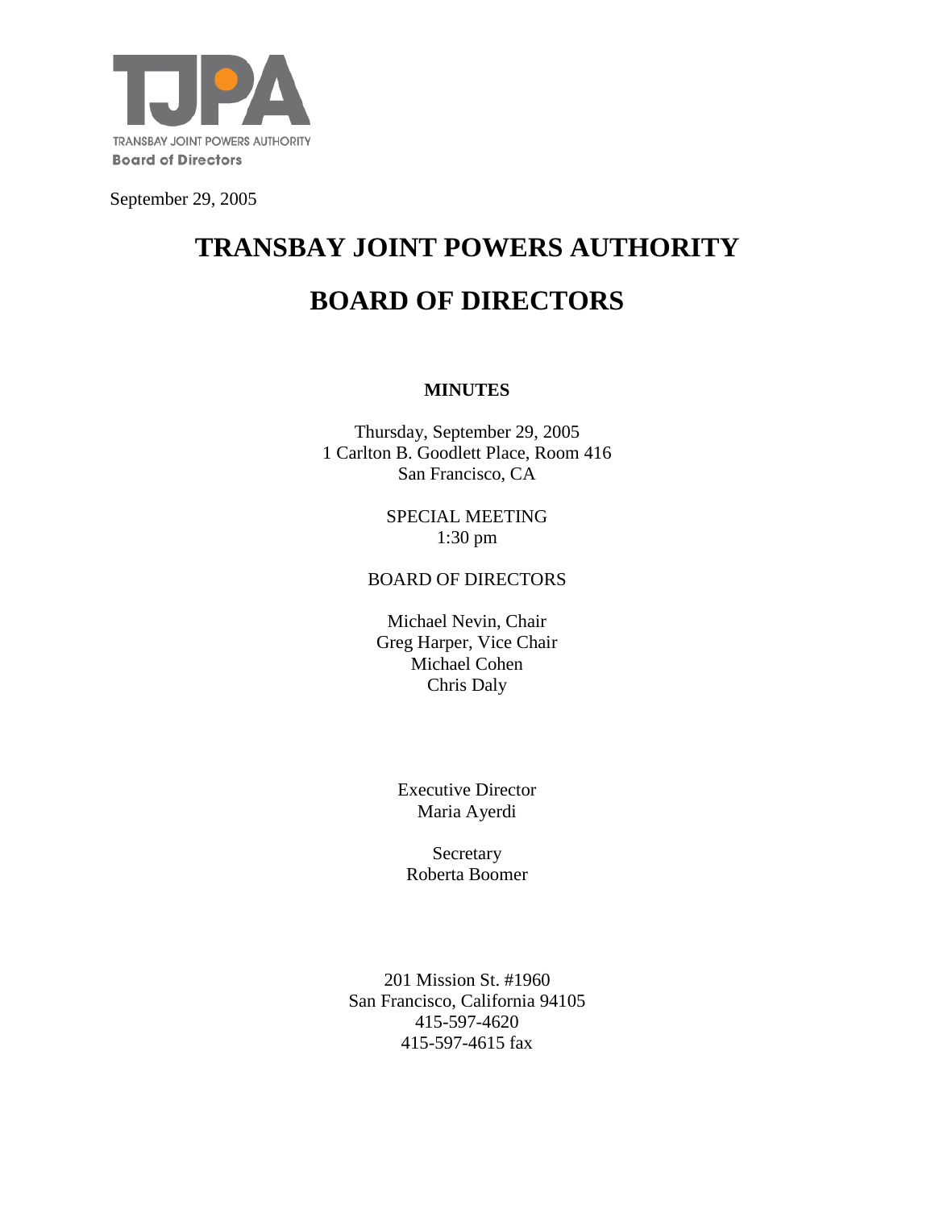TJPA

TRANSBAY JOINT POWERS AUTHORITY

**Board of Directors**

September 29, 2005

# TRANSBAY JOINT POWERS AUTHORITY

# BOARD OF DIRECTORS

**MINUTES**

Thursday, September 29, 2005
1 Carlton B. Goodlett Place, Room 416
San Francisco, CA

SPECIAL MEETING
1:30 pm

BOARD OF DIRECTORS

Michael Nevin, Chair
Greg Harper, Vice Chair
Michael Cohen
Chris Daly

Executive Director
Maria Ayerdi

Secretary
Roberta Boomer

201 Mission St. #1960
San Francisco, California 94105
415-597-4620
415-597-4615 fax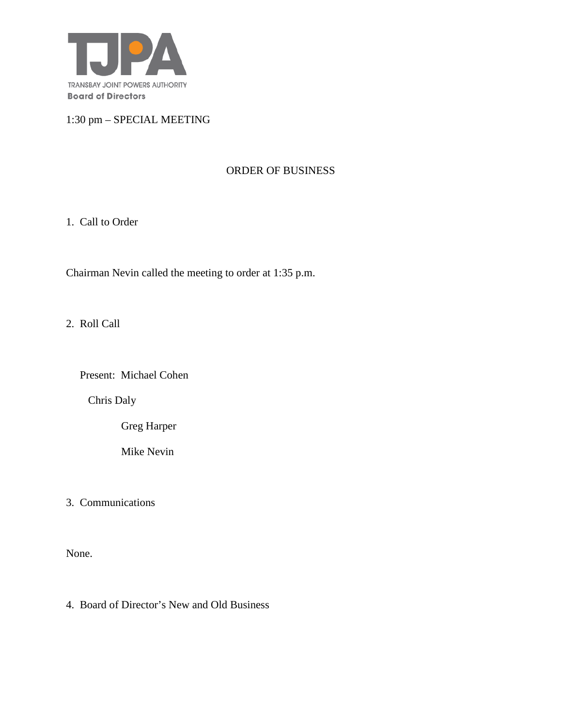TRANSBAY JOINT POWERS AUTHORITY

**Board of Directors**

1:30 pm – SPECIAL MEETING

ORDER OF BUSINESS

1. Call to Order

Chairman Nevin called the meeting to order at 1:35 p.m.

2. Roll Call

Present: Michael Cohen

Chris Daly

Greg Harper

Mike Nevin

3. Communications

None.

4. Board of Director's New and Old Business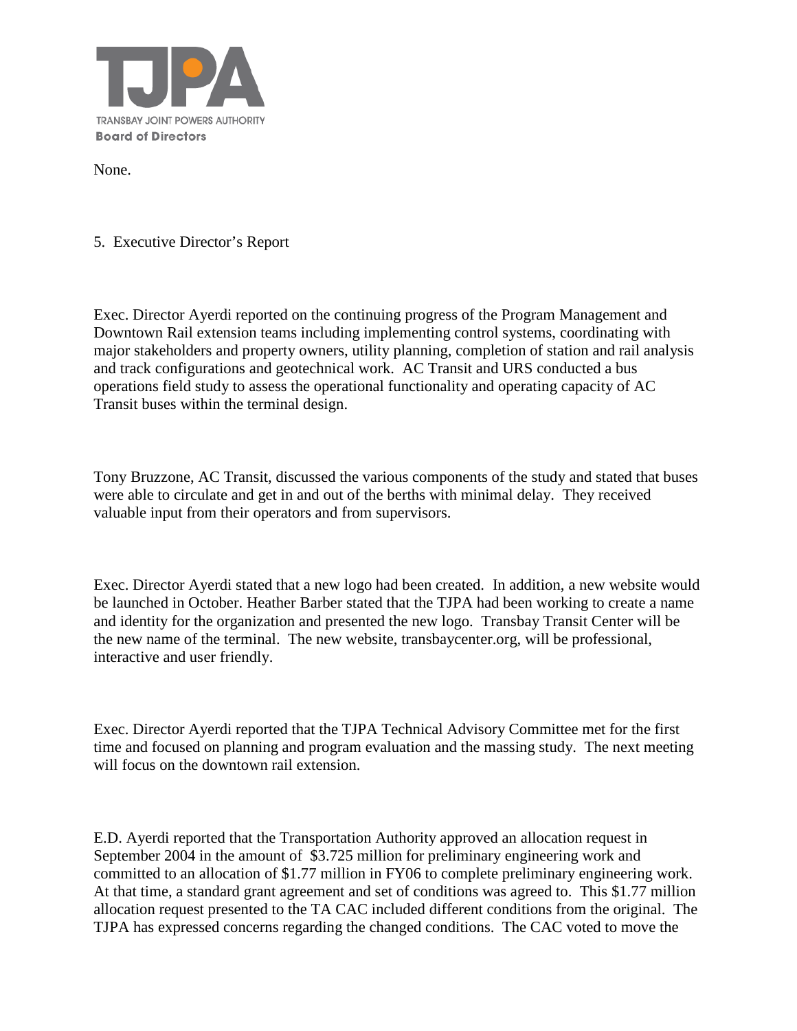None.

5. Executive Director's Report

Exec. Director Ayerdi reported on the continuing progress of the Program Management and Downtown Rail extension teams including implementing control systems, coordinating with major stakeholders and property owners, utility planning, completion of station and rail analysis and track configurations and geotechnical work. AC Transit and URS conducted a bus operations field study to assess the operational functionality and operating capacity of AC Transit buses within the terminal design.

Tony Bruzzone, AC Transit, discussed the various components of the study and stated that buses were able to circulate and get in and out of the berths with minimal delay. They received valuable input from their operators and from supervisors.

Exec. Director Ayerdi stated that a new logo had been created. In addition, a new website would be launched in October. Heather Barber stated that the TJPA had been working to create a name and identity for the organization and presented the new logo. Transbay Transit Center will be the new name of the terminal. The new website, transbaycenter.org, will be professional, interactive and user friendly.

Exec. Director Ayerdi reported that the TJPA Technical Advisory Committee met for the first time and focused on planning and program evaluation and the massing study. The next meeting will focus on the downtown rail extension.

E.D. Ayerdi reported that the Transportation Authority approved an allocation request in September 2004 in the amount of $3.725 million for preliminary engineering work and committed to an allocation of $1.77 million in FY06 to complete preliminary engineering work. At that time, a standard grant agreement and set of conditions was agreed to. This $1.77 million allocation request presented to the TA CAC included different conditions from the original. The TJPA has expressed concerns regarding the changed conditions. The CAC voted to move the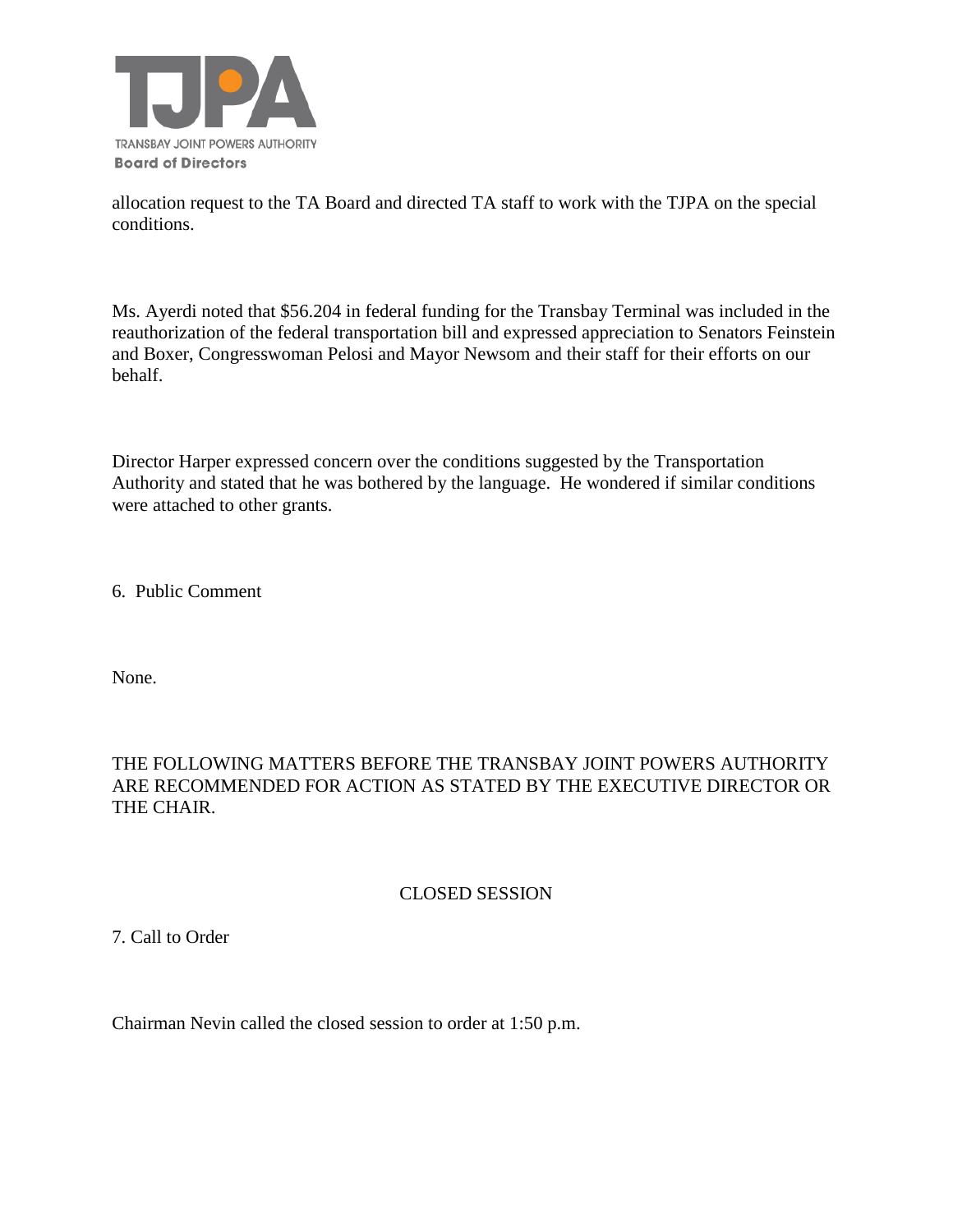allocation request to the TA Board and directed TA staff to work with the TJPA on the special conditions.

Ms. Ayerdi noted that $56.204 in federal funding for the Transbay Terminal was included in the reauthorization of the federal transportation bill and expressed appreciation to Senators Feinstein and Boxer, Congresswoman Pelosi and Mayor Newsom and their staff for their efforts on our behalf.

Director Harper expressed concern over the conditions suggested by the Transportation Authority and stated that he was bothered by the language. He wondered if similar conditions were attached to other grants.

6. Public Comment

None.

THE FOLLOWING MATTERS BEFORE THE TRANSBAY JOINT POWERS AUTHORITY ARE RECOMMENDED FOR ACTION AS STATED BY THE EXECUTIVE DIRECTOR OR THE CHAIR.

CLOSED SESSION

7. Call to Order

Chairman Nevin called the closed session to order at 1:50 p.m.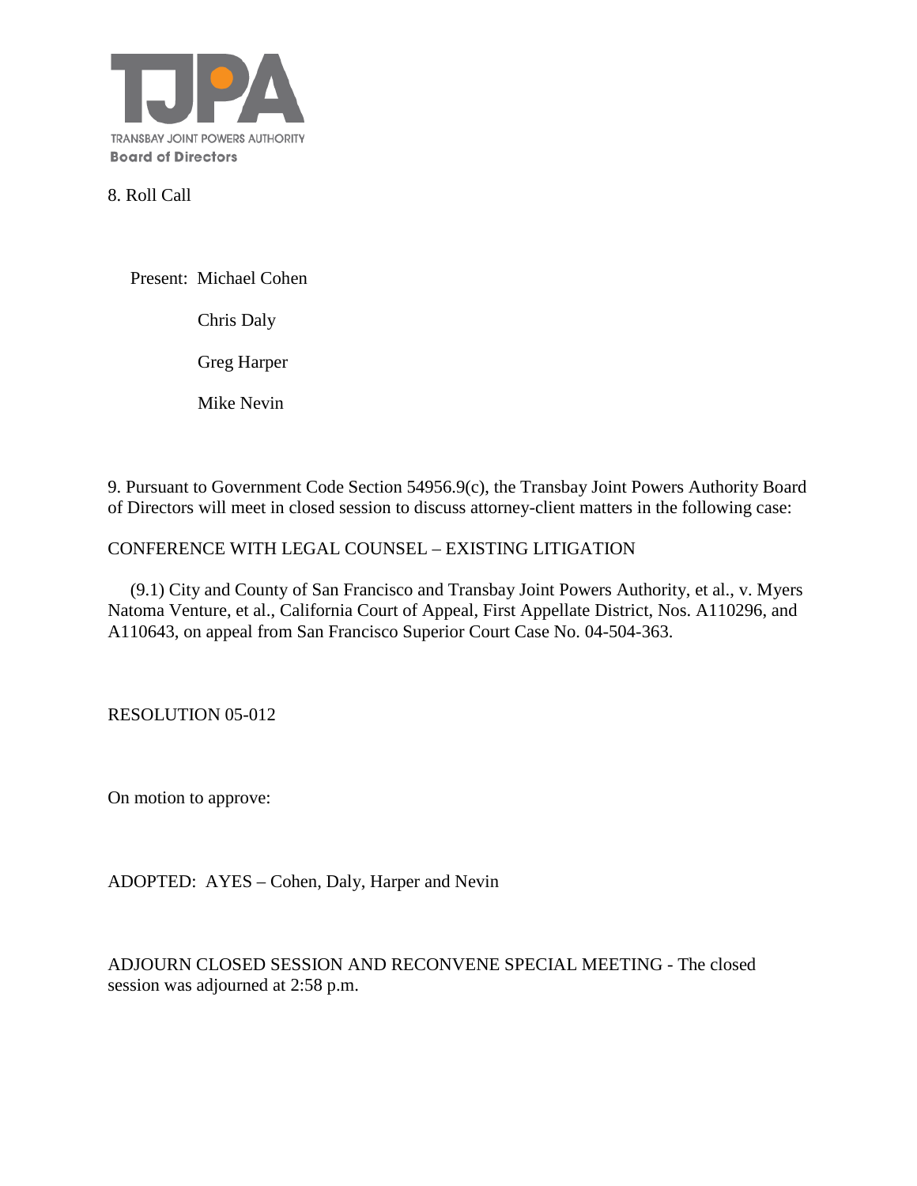TRANSBAY JOINT POWERS AUTHORITY

**Board of Directors**

8. Roll Call

Present: Michael Cohen

Chris Daly

Greg Harper

Mike Nevin

9. Pursuant to Government Code Section 54956.9(c), the Transbay Joint Powers Authority Board of Directors will meet in closed session to discuss attorney-client matters in the following case:

CONFERENCE WITH LEGAL COUNSEL – EXISTING LITIGATION

(9.1) City and County of San Francisco and Transbay Joint Powers Authority, et al., v. Myers Natoma Venture, et al., California Court of Appeal, First Appellate District, Nos. A110296, and A110643, on appeal from San Francisco Superior Court Case No. 04-504-363.

RESOLUTION 05-012

On motion to approve:

ADOPTED: AYES – Cohen, Daly, Harper and Nevin

ADJOURN CLOSED SESSION AND RECONVENE SPECIAL MEETING - The closed session was adjourned at 2:58 p.m.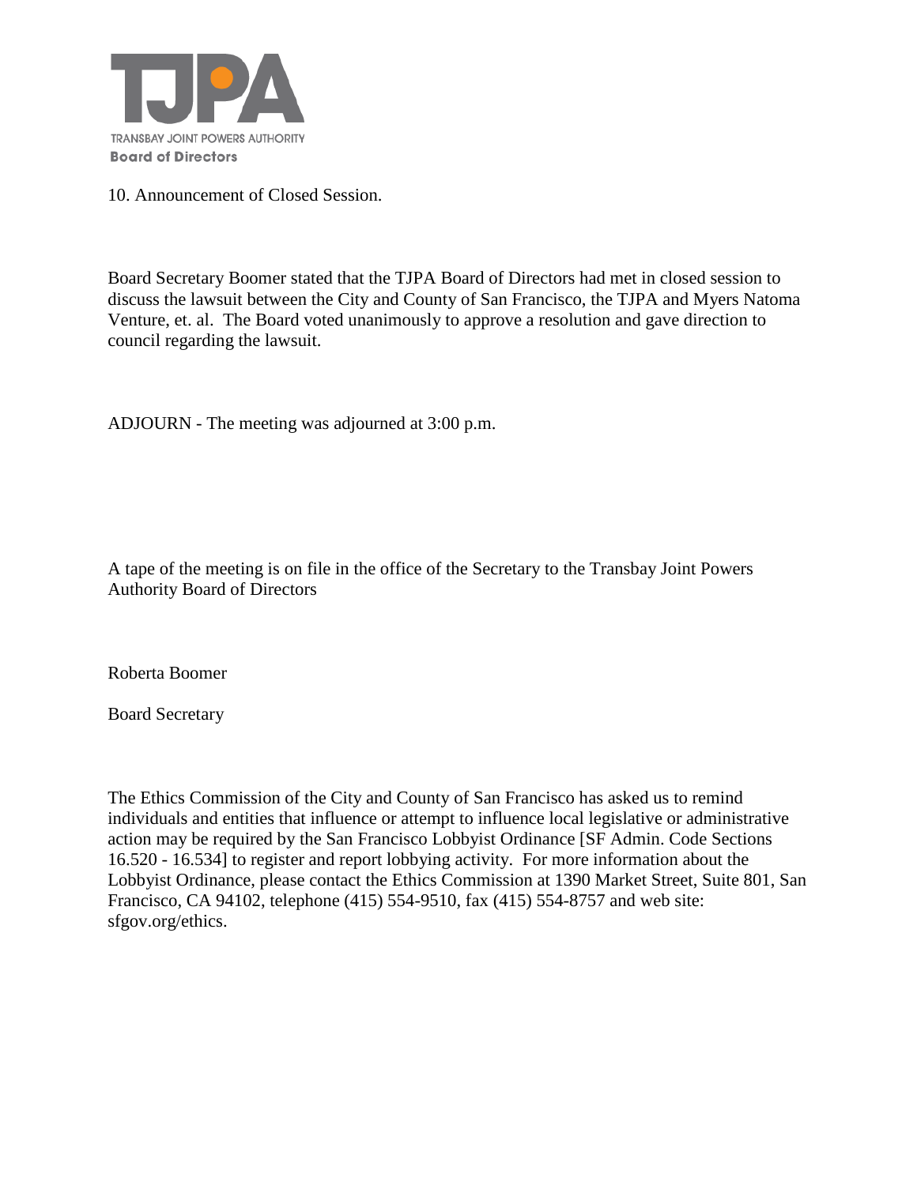10. Announcement of Closed Session.

Board Secretary Boomer stated that the TJPA Board of Directors had met in closed session to discuss the lawsuit between the City and County of San Francisco, the TJPA and Myers Natoma Venture, et. al. The Board voted unanimously to approve a resolution and gave direction to council regarding the lawsuit.

ADJOURN - The meeting was adjourned at 3:00 p.m.

A tape of the meeting is on file in the office of the Secretary to the Transbay Joint Powers Authority Board of Directors

Roberta Boomer

Board Secretary

The Ethics Commission of the City and County of San Francisco has asked us to remind individuals and entities that influence or attempt to influence local legislative or administrative action may be required by the San Francisco Lobbyist Ordinance [SF Admin. Code Sections 16.520 - 16.534] to register and report lobbying activity. For more information about the Lobbyist Ordinance, please contact the Ethics Commission at 1390 Market Street, Suite 801, San Francisco, CA 94102, telephone (415) 554-9510, fax (415) 554-8757 and web site: sfgov.org/ethics.